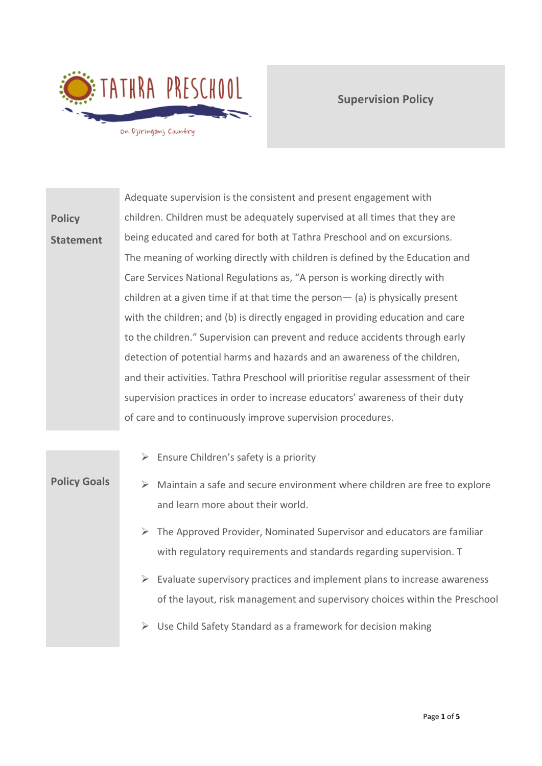TATHRA PRESCHOOL

On Djiringanj Country

# Supervision Policy

## Policy Statement

Adequate supervision is the consistent and present engagement with children. Children must be adequately supervised at all times that they are being educated and cared for both at Tathra Preschool and on excursions. The meaning of working directly with children is defined by the Education and Care Services National Regulations as, "A person is working directly with children at a given time if at that time the person— (a) is physically present with the children; and (b) is directly engaged in providing education and care to the children." Supervision can prevent and reduce accidents through early detection of potential harms and hazards and an awareness of the children, and their activities. Tathra Preschool will prioritise regular assessment of their supervision practices in order to increase educators' awareness of their duty of care and to continuously improve supervision procedures.

## Policy Goals

- Ensure Children's safety is a priority
- Maintain a safe and secure environment where children are free to explore and learn more about their world.
- The Approved Provider, Nominated Supervisor and educators are familiar with regulatory requirements and standards regarding supervision. T
- Evaluate supervisory practices and implement plans to increase awareness of the layout, risk management and supervisory choices within the Preschool
- Use Child Safety Standard as a framework for decision making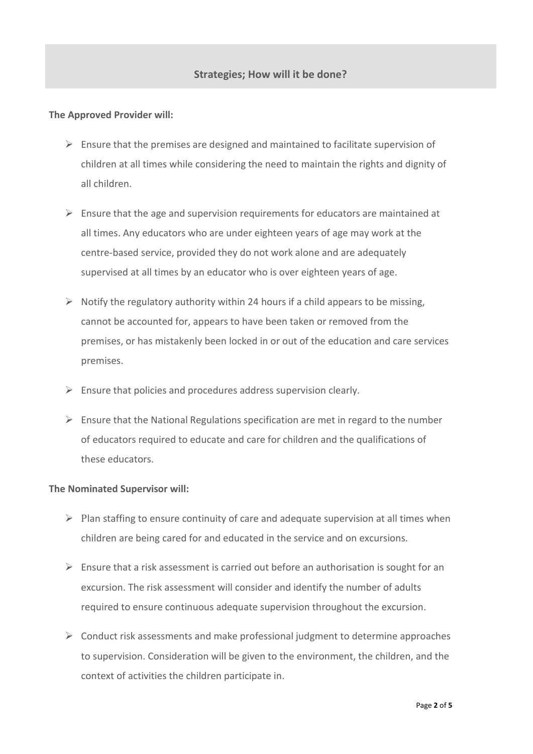## Strategies; How will it be done?

**The Approved Provider will:**

- Ensure that the premises are designed and maintained to facilitate supervision of children at all times while considering the need to maintain the rights and dignity of all children.
- Ensure that the age and supervision requirements for educators are maintained at all times. Any educators who are under eighteen years of age may work at the centre-based service, provided they do not work alone and are adequately supervised at all times by an educator who is over eighteen years of age.
- Notify the regulatory authority within 24 hours if a child appears to be missing, cannot be accounted for, appears to have been taken or removed from the premises, or has mistakenly been locked in or out of the education and care services premises.
- Ensure that policies and procedures address supervision clearly.
- Ensure that the National Regulations specification are met in regard to the number of educators required to educate and care for children and the qualifications of these educators.

**The Nominated Supervisor will:**

- Plan staffing to ensure continuity of care and adequate supervision at all times when children are being cared for and educated in the service and on excursions.
- Ensure that a risk assessment is carried out before an authorisation is sought for an excursion. The risk assessment will consider and identify the number of adults required to ensure continuous adequate supervision throughout the excursion.
- Conduct risk assessments and make professional judgment to determine approaches to supervision. Consideration will be given to the environment, the children, and the context of activities the children participate in.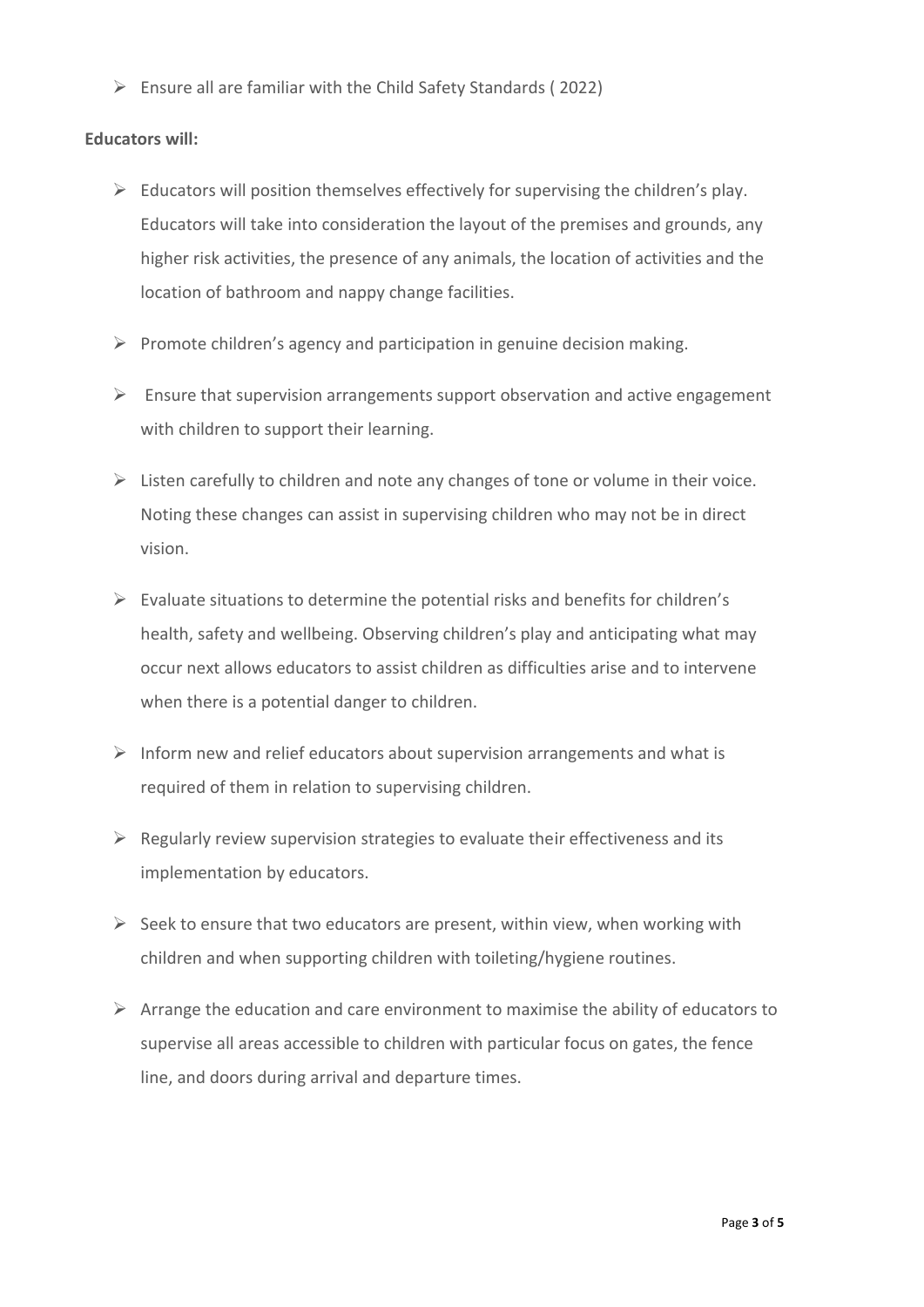- Ensure all are familiar with the Child Safety Standards ( 2022)

**Educators will:**

- Educators will position themselves effectively for supervising the children's play. Educators will take into consideration the layout of the premises and grounds, any higher risk activities, the presence of any animals, the location of activities and the location of bathroom and nappy change facilities.
- Promote children's agency and participation in genuine decision making.
- Ensure that supervision arrangements support observation and active engagement with children to support their learning.
- Listen carefully to children and note any changes of tone or volume in their voice. Noting these changes can assist in supervising children who may not be in direct vision.
- Evaluate situations to determine the potential risks and benefits for children's health, safety and wellbeing. Observing children's play and anticipating what may occur next allows educators to assist children as difficulties arise and to intervene when there is a potential danger to children.
- Inform new and relief educators about supervision arrangements and what is required of them in relation to supervising children.
- Regularly review supervision strategies to evaluate their effectiveness and its implementation by educators.
- Seek to ensure that two educators are present, within view, when working with children and when supporting children with toileting/hygiene routines.
- Arrange the education and care environment to maximise the ability of educators to supervise all areas accessible to children with particular focus on gates, the fence line, and doors during arrival and departure times.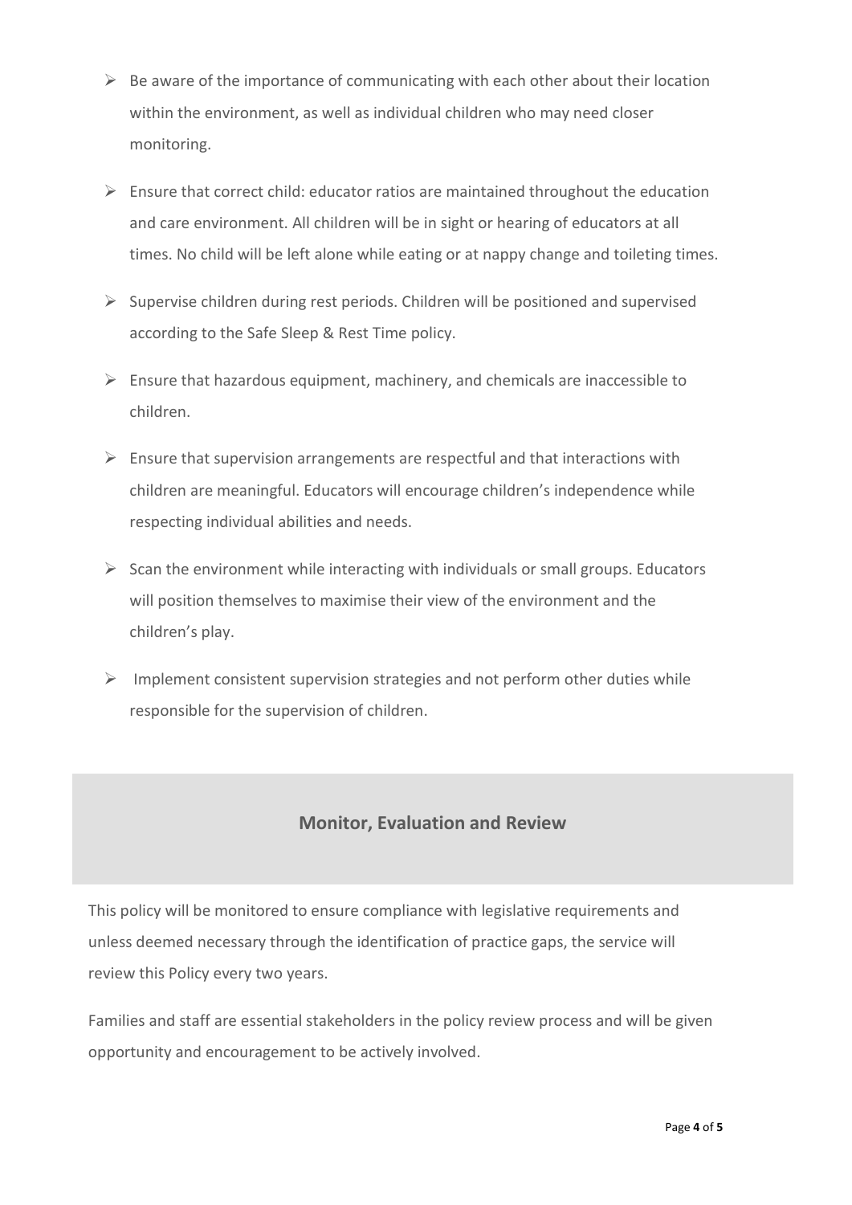- Be aware of the importance of communicating with each other about their location within the environment, as well as individual children who may need closer monitoring.

- Ensure that correct child: educator ratios are maintained throughout the education and care environment. All children will be in sight or hearing of educators at all times. No child will be left alone while eating or at nappy change and toileting times.

- Supervise children during rest periods. Children will be positioned and supervised according to the Safe Sleep & Rest Time policy.

- Ensure that hazardous equipment, machinery, and chemicals are inaccessible to children.

- Ensure that supervision arrangements are respectful and that interactions with children are meaningful. Educators will encourage children's independence while respecting individual abilities and needs.

- Scan the environment while interacting with individuals or small groups. Educators will position themselves to maximise their view of the environment and the children's play.

- Implement consistent supervision strategies and not perform other duties while responsible for the supervision of children.

## Monitor, Evaluation and Review

This policy will be monitored to ensure compliance with legislative requirements and unless deemed necessary through the identification of practice gaps, the service will review this Policy every two years.

Families and staff are essential stakeholders in the policy review process and will be given opportunity and encouragement to be actively involved.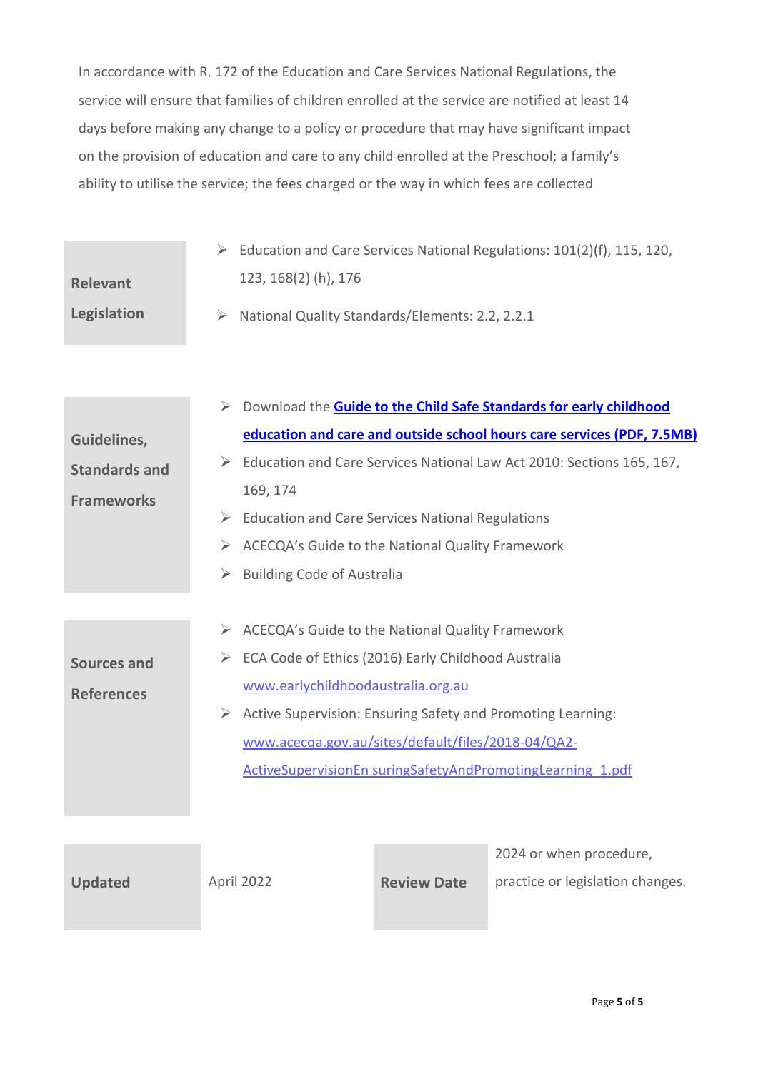In accordance with R. 172 of the Education and Care Services National Regulations, the service will ensure that families of children enrolled at the service are notified at least 14 days before making any change to a policy or procedure that may have significant impact on the provision of education and care to any child enrolled at the Preschool; a family's ability to utilise the service; the fees charged or the way in which fees are collected

| | |
|---|---|
| **Relevant Legislation** | ➢ Education and Care Services National Regulations: 101(2)(f), 115, 120, 123, 168(2) (h), 176<br>➢ National Quality Standards/Elements: 2.2, 2.2.1 |

| | |
|---|---|
| **Guidelines, Standards and Frameworks** | ➢ Download the **Guide to the Child Safe Standards for early childhood education and care and outside school hours care services (PDF, 7.5MB)**<br>➢ Education and Care Services National Law Act 2010: Sections 165, 167, 169, 174<br>➢ Education and Care Services National Regulations<br>➢ ACECQA's Guide to the National Quality Framework<br>➢ Building Code of Australia |

| | |
|---|---|
| **Sources and References** | ➢ ACECQA's Guide to the National Quality Framework<br>➢ ECA Code of Ethics (2016) Early Childhood Australia www.earlychildhoodaustralia.org.au<br>➢ Active Supervision: Ensuring Safety and Promoting Learning: www.acecqa.gov.au/sites/default/files/2018-04/QA2-ActiveSupervisionEn suringSafetyAndPromotingLearning_1.pdf |

| | | | |
|---|---|---|---|
| **Updated** | April 2022 | **Review Date** | 2024 or when procedure, practice or legislation changes. |